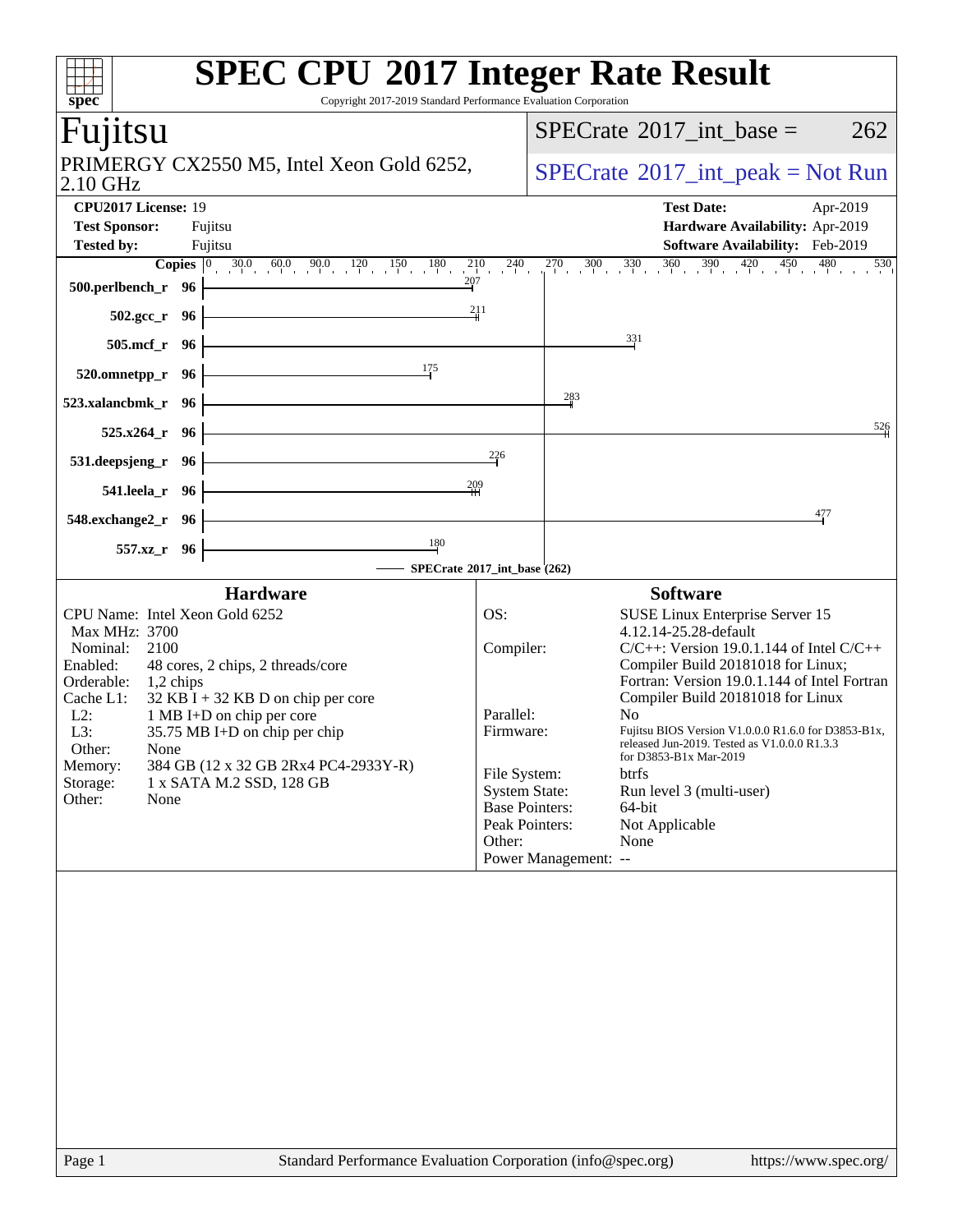# SPEC CPU 2017 Integer Rate Result

Copyright 2017-2019 Standard Performance Evaluation Corporation

## Fujitsu

PRIMERGY CX2550 M5, Intel Xeon Gold 6252, 2.10 GHz

SPECrate 2017_int_base = 262

SPECrate 2017_int_peak = Not Run

| | | | |
|---|---|---|---|
| **CPU2017 License:** | 19 | **Test Date:** | Apr-2019 |
| **Test Sponsor:** | Fujitsu | **Hardware Availability:** | Apr-2019 |
| **Tested by:** | Fujitsu | **Software Availability:** | Feb-2019 |

| Benchmark | Copies | SPECrate 2017_int_base |
|---|---|---|
| 500.perlbench_r | 96 | 207 |
| 502.gcc_r | 96 | 211 |
| 505.mcf_r | 96 | 331 |
| 520.omnetpp_r | 96 | 175 |
| 523.xalancbmk_r | 96 | 283 |
| 525.x264_r | 96 | 526 |
| 531.deepsjeng_r | 96 | 226 |
| 541.leela_r | 96 | 209 |
| 548.exchange2_r | 96 | 477 |
| 557.xz_r | 96 | 180 |

SPECrate 2017_int_base (262)

### Hardware

| | |
|---|---|
| CPU Name: | Intel Xeon Gold 6252 |
| Max MHz: | 3700 |
| Nominal: | 2100 |
| Enabled: | 48 cores, 2 chips, 2 threads/core |
| Orderable: | 1,2 chips |
| Cache L1: | 32 KB I + 32 KB D on chip per core |
| L2: | 1 MB I+D on chip per core |
| L3: | 35.75 MB I+D on chip per chip |
| Other: | None |
| Memory: | 384 GB (12 x 32 GB 2Rx4 PC4-2933Y-R) |
| Storage: | 1 x SATA M.2 SSD, 128 GB |
| Other: | None |

### Software

| | |
|---|---|
| OS: | SUSE Linux Enterprise Server 15 4.12.14-25.28-default |
| Compiler: | C/C++: Version 19.0.1.144 of Intel C/C++ Compiler Build 20181018 for Linux; Fortran: Version 19.0.1.144 of Intel Fortran Compiler Build 20181018 for Linux |
| Parallel: | No |
| Firmware: | Fujitsu BIOS Version V1.0.0.0 R1.6.0 for D3853-B1x, released Jun-2019. Tested as V1.0.0.0 R1.3.3 for D3853-B1x Mar-2019 |
| File System: | btrfs |
| System State: | Run level 3 (multi-user) |
| Base Pointers: | 64-bit |
| Peak Pointers: | Not Applicable |
| Other: | None |
| Power Management: | -- |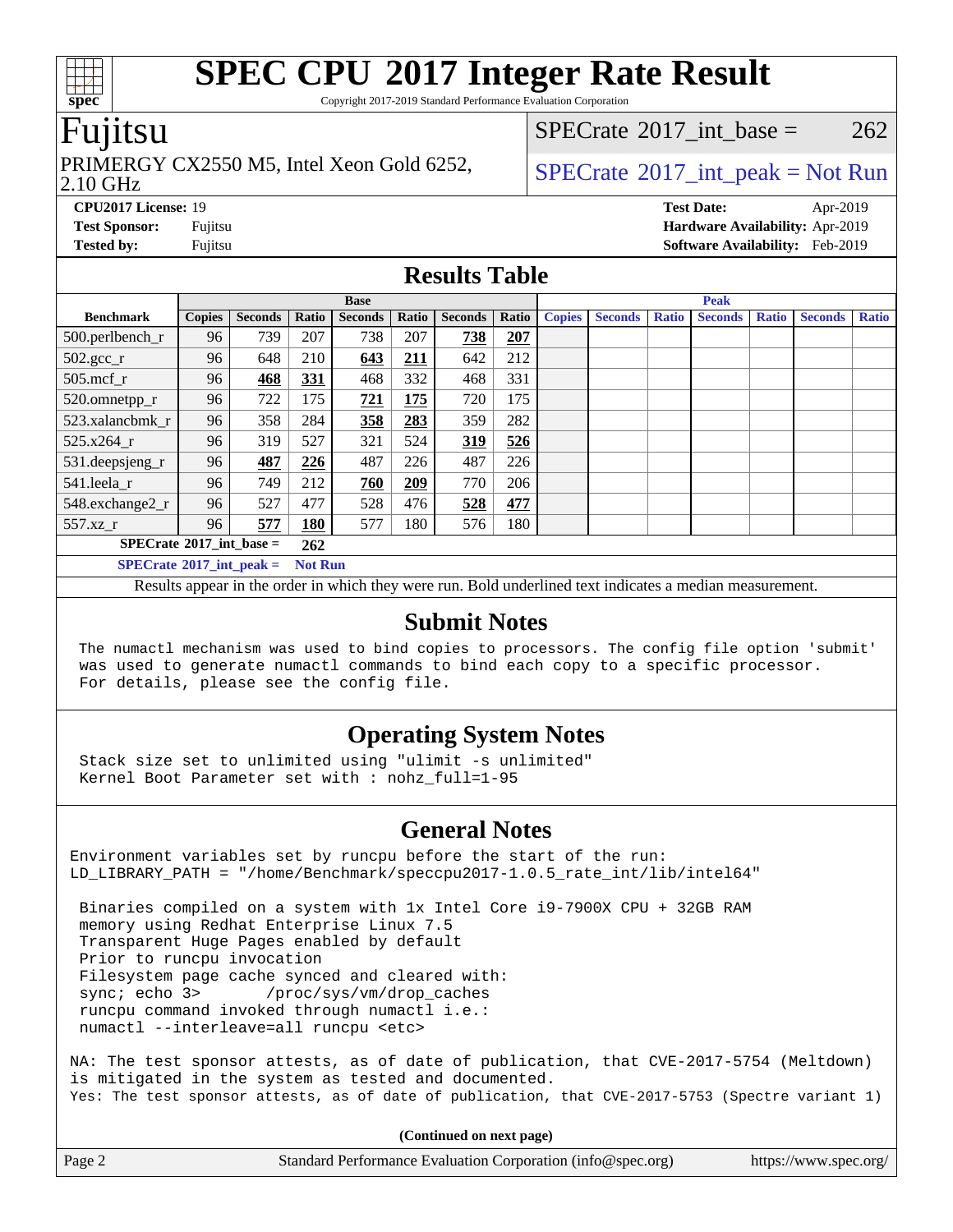# SPEC CPU 2017 Integer Rate Result

Copyright 2017-2019 Standard Performance Evaluation Corporation

## Fujitsu

PRIMERGY CX2550 M5, Intel Xeon Gold 6252, 2.10 GHz

SPECrate 2017_int_base = 262

SPECrate 2017_int_peak = Not Run

**CPU2017 License:** 19
**Test Sponsor:** Fujitsu
**Tested by:** Fujitsu

**Test Date:** Apr-2019
**Hardware Availability:** Apr-2019
**Software Availability:** Feb-2019

## Results Table

| | Base | | | | | | | Peak | | | | | | |
|---|---|---|---|---|---|---|---|---|---|---|---|---|---|---|
| **Benchmark** | **Copies** | **Seconds** | **Ratio** | **Seconds** | **Ratio** | **Seconds** | **Ratio** | **Copies** | **Seconds** | **Ratio** | **Seconds** | **Ratio** | **Seconds** | **Ratio** |
| 500.perlbench_r | 96 | 739 | 207 | 738 | 207 | **738** | **207** | | | | | | | |
| 502.gcc_r | 96 | 648 | 210 | **643** | **211** | 642 | 212 | | | | | | | |
| 505.mcf_r | 96 | **468** | **331** | 468 | 332 | 468 | 331 | | | | | | | |
| 520.omnetpp_r | 96 | 722 | 175 | **721** | **175** | 720 | 175 | | | | | | | |
| 523.xalancbmk_r | 96 | 358 | 284 | **358** | **283** | 359 | 282 | | | | | | | |
| 525.x264_r | 96 | 319 | 527 | 321 | 524 | **319** | **526** | | | | | | | |
| 531.deepsjeng_r | 96 | **487** | **226** | 487 | 226 | 487 | 226 | | | | | | | |
| 541.leela_r | 96 | 749 | 212 | **760** | **209** | 770 | 206 | | | | | | | |
| 548.exchange2_r | 96 | 527 | 477 | 528 | 476 | **528** | **477** | | | | | | | |
| 557.xz_r | 96 | **577** | **180** | 577 | 180 | 576 | 180 | | | | | | | |

**SPECrate 2017_int_base = 262**

**SPECrate 2017_int_peak = Not Run**

Results appear in the order in which they were run. Bold underlined text indicates a median measurement.

## Submit Notes

```
The numactl mechanism was used to bind copies to processors. The config file option 'submit'
was used to generate numactl commands to bind each copy to a specific processor.
For details, please see the config file.
```

## Operating System Notes

```
Stack size set to unlimited using "ulimit -s unlimited"
Kernel Boot Parameter set with : nohz_full=1-95
```

## General Notes

```
Environment variables set by runcpu before the start of the run:
LD_LIBRARY_PATH = "/home/Benchmark/speccpu2017-1.0.5_rate_int/lib/intel64"

 Binaries compiled on a system with 1x Intel Core i9-7900X CPU + 32GB RAM
 memory using Redhat Enterprise Linux 7.5
 Transparent Huge Pages enabled by default
 Prior to runcpu invocation
 Filesystem page cache synced and cleared with:
 sync; echo 3>       /proc/sys/vm/drop_caches
 runcpu command invoked through numactl i.e.:
 numactl --interleave=all runcpu <etc>

NA: The test sponsor attests, as of date of publication, that CVE-2017-5754 (Meltdown)
is mitigated in the system as tested and documented.
Yes: The test sponsor attests, as of date of publication, that CVE-2017-5753 (Spectre variant 1)
```

**(Continued on next page)**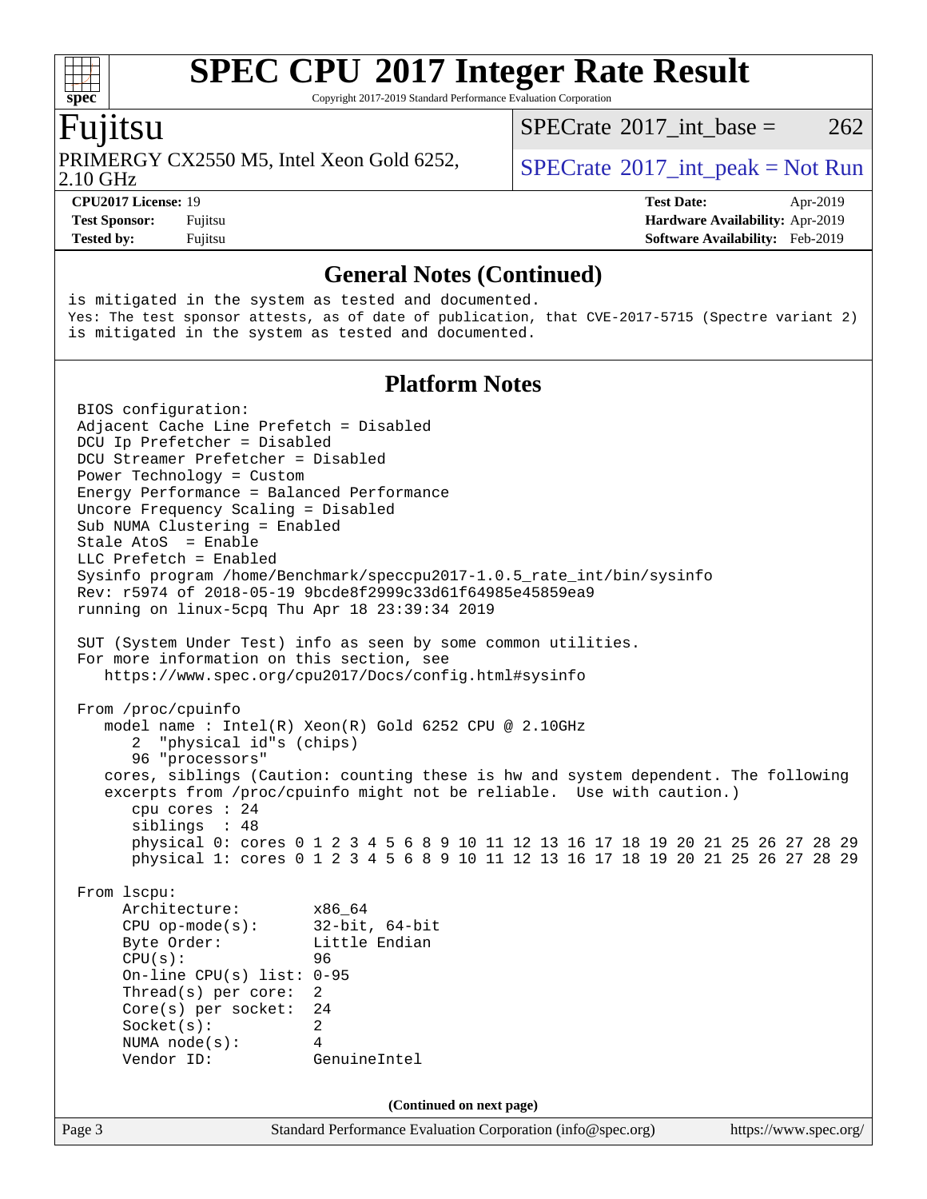# SPEC CPU 2017 Integer Rate Result

Copyright 2017-2019 Standard Performance Evaluation Corporation

## Fujitsu

PRIMERGY CX2550 M5, Intel Xeon Gold 6252, 2.10 GHz

SPECrate 2017_int_base = 262

SPECrate 2017_int_peak = Not Run

| | | | |
|---|---|---|---|
| **CPU2017 License:** | 19 | **Test Date:** | Apr-2019 |
| **Test Sponsor:** | Fujitsu | **Hardware Availability:** | Apr-2019 |
| **Tested by:** | Fujitsu | **Software Availability:** | Feb-2019 |

### General Notes (Continued)

```
is mitigated in the system as tested and documented.
Yes: The test sponsor attests, as of date of publication, that CVE-2017-5715 (Spectre variant 2)
is mitigated in the system as tested and documented.
```

### Platform Notes

```
BIOS configuration:
Adjacent Cache Line Prefetch = Disabled
DCU Ip Prefetcher = Disabled
DCU Streamer Prefetcher = Disabled
Power Technology = Custom
Energy Performance = Balanced Performance
Uncore Frequency Scaling = Disabled
Sub NUMA Clustering = Enabled
Stale AtoS  = Enable
LLC Prefetch = Enabled
Sysinfo program /home/Benchmark/speccpu2017-1.0.5_rate_int/bin/sysinfo
Rev: r5974 of 2018-05-19 9bcde8f2999c33d61f64985e45859ea9
running on linux-5cpq Thu Apr 18 23:39:34 2019

SUT (System Under Test) info as seen by some common utilities.
For more information on this section, see
   https://www.spec.org/cpu2017/Docs/config.html#sysinfo

From /proc/cpuinfo
   model name : Intel(R) Xeon(R) Gold 6252 CPU @ 2.10GHz
      2  "physical id"s (chips)
      96 "processors"
   cores, siblings (Caution: counting these is hw and system dependent. The following
   excerpts from /proc/cpuinfo might not be reliable.  Use with caution.)
      cpu cores : 24
      siblings  : 48
      physical 0: cores 0 1 2 3 4 5 6 8 9 10 11 12 13 16 17 18 19 20 21 25 26 27 28 29
      physical 1: cores 0 1 2 3 4 5 6 8 9 10 11 12 13 16 17 18 19 20 21 25 26 27 28 29

From lscpu:
     Architecture:        x86_64
     CPU op-mode(s):      32-bit, 64-bit
     Byte Order:          Little Endian
     CPU(s):              96
     On-line CPU(s) list: 0-95
     Thread(s) per core:  2
     Core(s) per socket:  24
     Socket(s):           2
     NUMA node(s):        4
     Vendor ID:           GenuineIntel
```

**(Continued on next page)**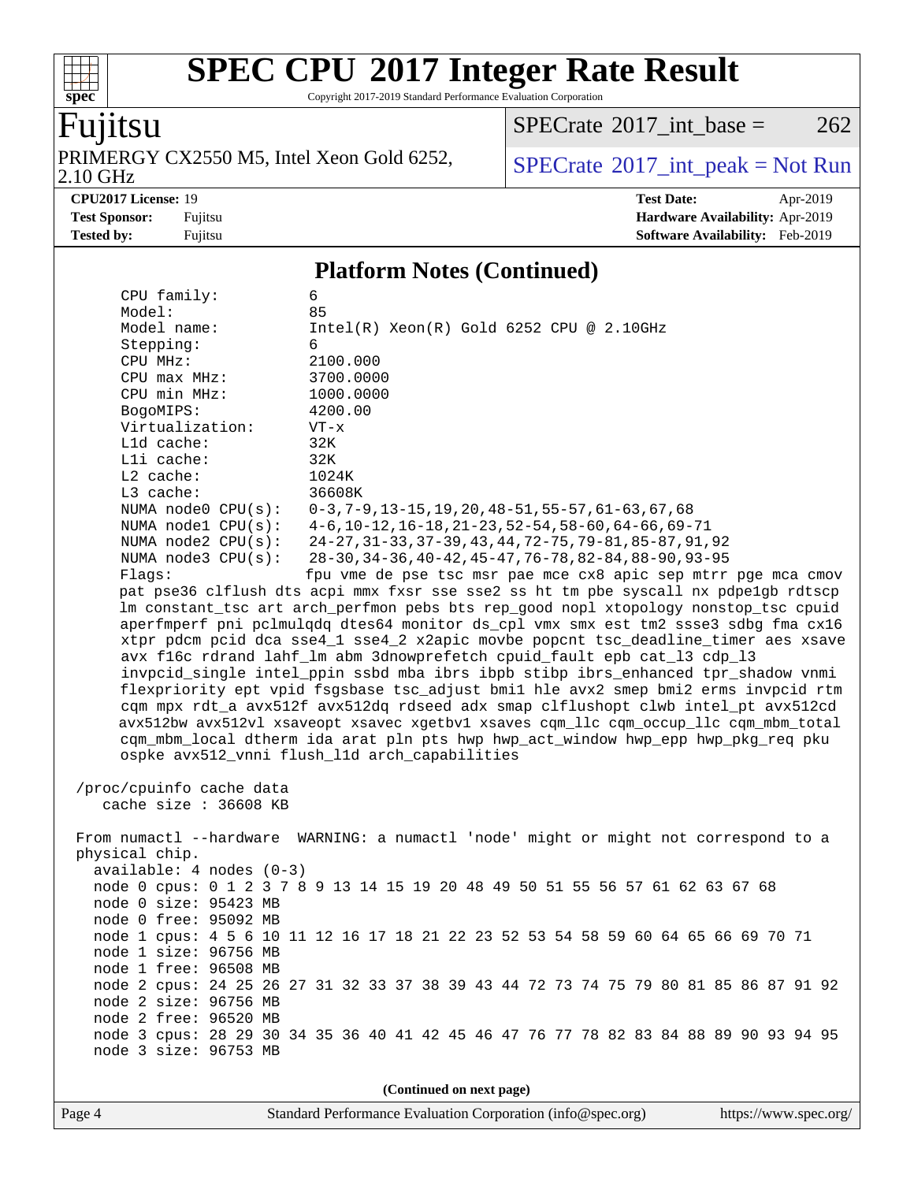## Platform Notes (Continued)

```
    CPU family:          6
    Model:               85
    Model name:          Intel(R) Xeon(R) Gold 6252 CPU @ 2.10GHz
    Stepping:            6
    CPU MHz:             2100.000
    CPU max MHz:         3700.0000
    CPU min MHz:         1000.0000
    BogoMIPS:            4200.00
    Virtualization:      VT-x
    L1d cache:           32K
    L1i cache:           32K
    L2 cache:            1024K
    L3 cache:            36608K
    NUMA node0 CPU(s):   0-3,7-9,13-15,19,20,48-51,55-57,61-63,67,68
    NUMA node1 CPU(s):   4-6,10-12,16-18,21-23,52-54,58-60,64-66,69-71
    NUMA node2 CPU(s):   24-27,31-33,37-39,43,44,72-75,79-81,85-87,91,92
    NUMA node3 CPU(s):   28-30,34-36,40-42,45-47,76-78,82-84,88-90,93-95
    Flags:               fpu vme de pse tsc msr pae mce cx8 apic sep mtrr pge mca cmov
    pat pse36 clflush dts acpi mmx fxsr sse sse2 ss ht tm pbe syscall nx pdpe1gb rdtscp
    lm constant_tsc art arch_perfmon pebs bts rep_good nopl xtopology nonstop_tsc cpuid
    aperfmperf pni pclmulqdq dtes64 monitor ds_cpl vmx smx est tm2 ssse3 sdbg fma cx16
    xtpr pdcm pcid dca sse4_1 sse4_2 x2apic movbe popcnt tsc_deadline_timer aes xsave
    avx f16c rdrand lahf_lm abm 3dnowprefetch cpuid_fault epb cat_l3 cdp_l3
    invpcid_single intel_ppin ssbd mba ibrs ibpb stibp ibrs_enhanced tpr_shadow vnmi
    flexpriority ept vpid fsgsbase tsc_adjust bmi1 hle avx2 smep bmi2 erms invpcid rtm
    cqm mpx rdt_a avx512f avx512dq rdseed adx smap clflushopt clwb intel_pt avx512cd
    avx512bw avx512vl xsaveopt xsavec xgetbv1 xsaves cqm_llc cqm_occup_llc cqm_mbm_total
    cqm_mbm_local dtherm ida arat pln pts hwp hwp_act_window hwp_epp hwp_pkg_req pku
    ospke avx512_vnni flush_l1d arch_capabilities

 /proc/cpuinfo cache data
    cache size : 36608 KB

 From numactl --hardware  WARNING: a numactl 'node' might or might not correspond to a
 physical chip.
   available: 4 nodes (0-3)
   node 0 cpus: 0 1 2 3 7 8 9 13 14 15 19 20 48 49 50 51 55 56 57 61 62 63 67 68
   node 0 size: 95423 MB
   node 0 free: 95092 MB
   node 1 cpus: 4 5 6 10 11 12 16 17 18 21 22 23 52 53 54 58 59 60 64 65 66 69 70 71
   node 1 size: 96756 MB
   node 1 free: 96508 MB
   node 2 cpus: 24 25 26 27 31 32 33 37 38 39 43 44 72 73 74 75 79 80 81 85 86 87 91 92
   node 2 size: 96756 MB
   node 2 free: 96520 MB
   node 3 cpus: 28 29 30 34 35 36 40 41 42 45 46 47 76 77 78 82 83 84 88 89 90 93 94 95
   node 3 size: 96753 MB
```

(Continued on next page)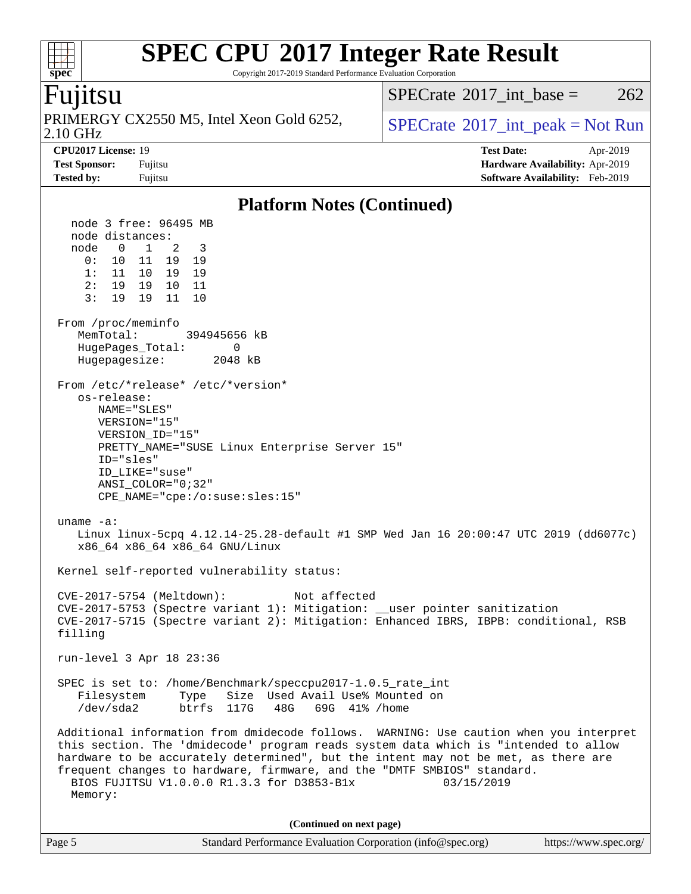# SPEC CPU 2017 Integer Rate Result

Copyright 2017-2019 Standard Performance Evaluation Corporation

**Fujitsu**

PRIMERGY CX2550 M5, Intel Xeon Gold 6252, 2.10 GHz

SPECrate 2017_int_base = 262

SPECrate 2017_int_peak = Not Run

**CPU2017 License:** 19
**Test Sponsor:** Fujitsu
**Tested by:** Fujitsu

**Test Date:** Apr-2019
**Hardware Availability:** Apr-2019
**Software Availability:** Feb-2019

## Platform Notes (Continued)

```
  node 3 free: 96495 MB
  node distances:
  node   0   1   2   3
    0:  10  11  19  19
    1:  11  10  19  19
    2:  19  19  10  11
    3:  19  19  11  10

 From /proc/meminfo
    MemTotal:       394945656 kB
    HugePages_Total:       0
    Hugepagesize:       2048 kB

 From /etc/*release* /etc/*version*
    os-release:
       NAME="SLES"
       VERSION="15"
       VERSION_ID="15"
       PRETTY_NAME="SUSE Linux Enterprise Server 15"
       ID="sles"
       ID_LIKE="suse"
       ANSI_COLOR="0;32"
       CPE_NAME="cpe:/o:suse:sles:15"

 uname -a:
    Linux linux-5cpq 4.12.14-25.28-default #1 SMP Wed Jan 16 20:00:47 UTC 2019 (dd6077c)
    x86_64 x86_64 x86_64 GNU/Linux

 Kernel self-reported vulnerability status:

 CVE-2017-5754 (Meltdown):          Not affected
 CVE-2017-5753 (Spectre variant 1): Mitigation: __user pointer sanitization
 CVE-2017-5715 (Spectre variant 2): Mitigation: Enhanced IBRS, IBPB: conditional, RSB
 filling

 run-level 3 Apr 18 23:36

 SPEC is set to: /home/Benchmark/speccpu2017-1.0.5_rate_int
    Filesystem     Type   Size  Used Avail Use% Mounted on
    /dev/sda2      btrfs  117G   48G   69G  41% /home

 Additional information from dmidecode follows.  WARNING: Use caution when you interpret
 this section. The 'dmidecode' program reads system data which is "intended to allow
 hardware to be accurately determined", but the intent may not be met, as there are
 frequent changes to hardware, firmware, and the "DMTF SMBIOS" standard.
   BIOS FUJITSU V1.0.0.0 R1.3.3 for D3853-B1x           03/15/2019
   Memory:
```

(Continued on next page)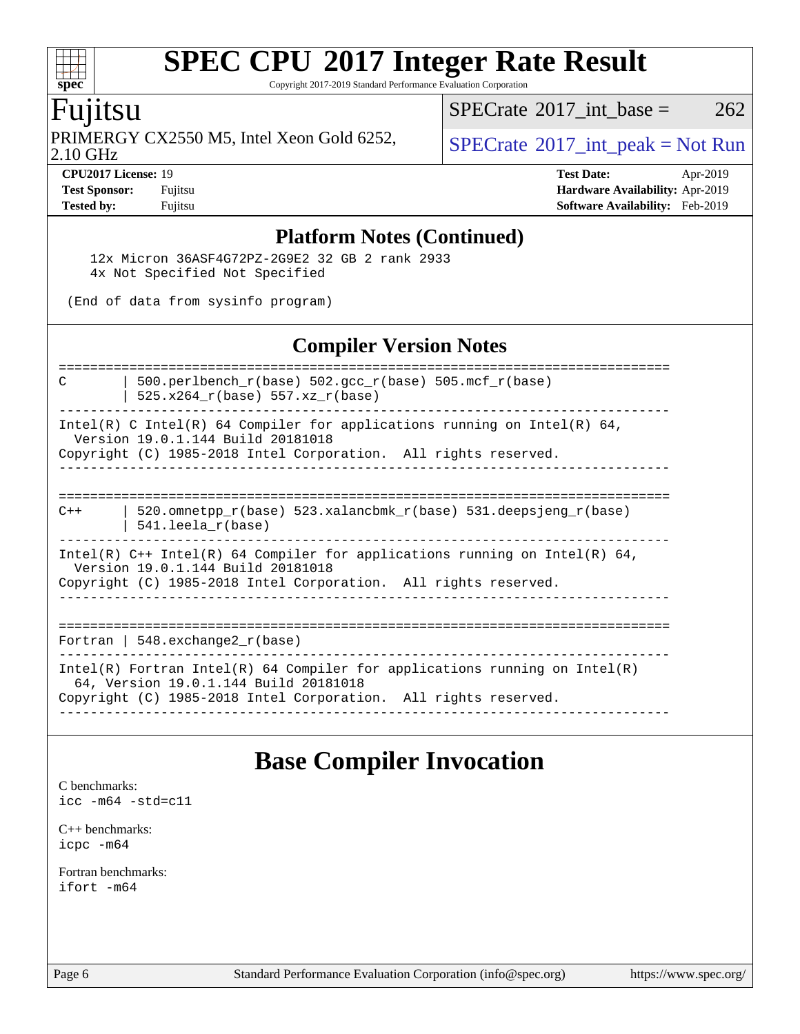# SPEC CPU 2017 Integer Rate Result

Copyright 2017-2019 Standard Performance Evaluation Corporation

## Fujitsu

PRIMERGY CX2550 M5, Intel Xeon Gold 6252, 2.10 GHz

SPECrate 2017_int_base = 262

SPECrate 2017_int_peak = Not Run

**CPU2017 License:** 19
**Test Sponsor:** Fujitsu
**Tested by:** Fujitsu

**Test Date:** Apr-2019
**Hardware Availability:** Apr-2019
**Software Availability:** Feb-2019

## Platform Notes (Continued)

```
    12x Micron 36ASF4G72PZ-2G9E2 32 GB 2 rank 2933
    4x Not Specified Not Specified

 (End of data from sysinfo program)
```

## Compiler Version Notes

```
==============================================================================
C       | 500.perlbench_r(base) 502.gcc_r(base) 505.mcf_r(base)
        | 525.x264_r(base) 557.xz_r(base)
------------------------------------------------------------------------------
Intel(R) C Intel(R) 64 Compiler for applications running on Intel(R) 64,
  Version 19.0.1.144 Build 20181018
Copyright (C) 1985-2018 Intel Corporation.  All rights reserved.
------------------------------------------------------------------------------

==============================================================================
C++     | 520.omnetpp_r(base) 523.xalancbmk_r(base) 531.deepsjeng_r(base)
        | 541.leela_r(base)
------------------------------------------------------------------------------
Intel(R) C++ Intel(R) 64 Compiler for applications running on Intel(R) 64,
  Version 19.0.1.144 Build 20181018
Copyright (C) 1985-2018 Intel Corporation.  All rights reserved.
------------------------------------------------------------------------------

==============================================================================
Fortran | 548.exchange2_r(base)
------------------------------------------------------------------------------
Intel(R) Fortran Intel(R) 64 Compiler for applications running on Intel(R)
  64, Version 19.0.1.144 Build 20181018
Copyright (C) 1985-2018 Intel Corporation.  All rights reserved.
------------------------------------------------------------------------------
```

## Base Compiler Invocation

C benchmarks:
`icc -m64 -std=c11`

C++ benchmarks:
`icpc -m64`

Fortran benchmarks:
`ifort -m64`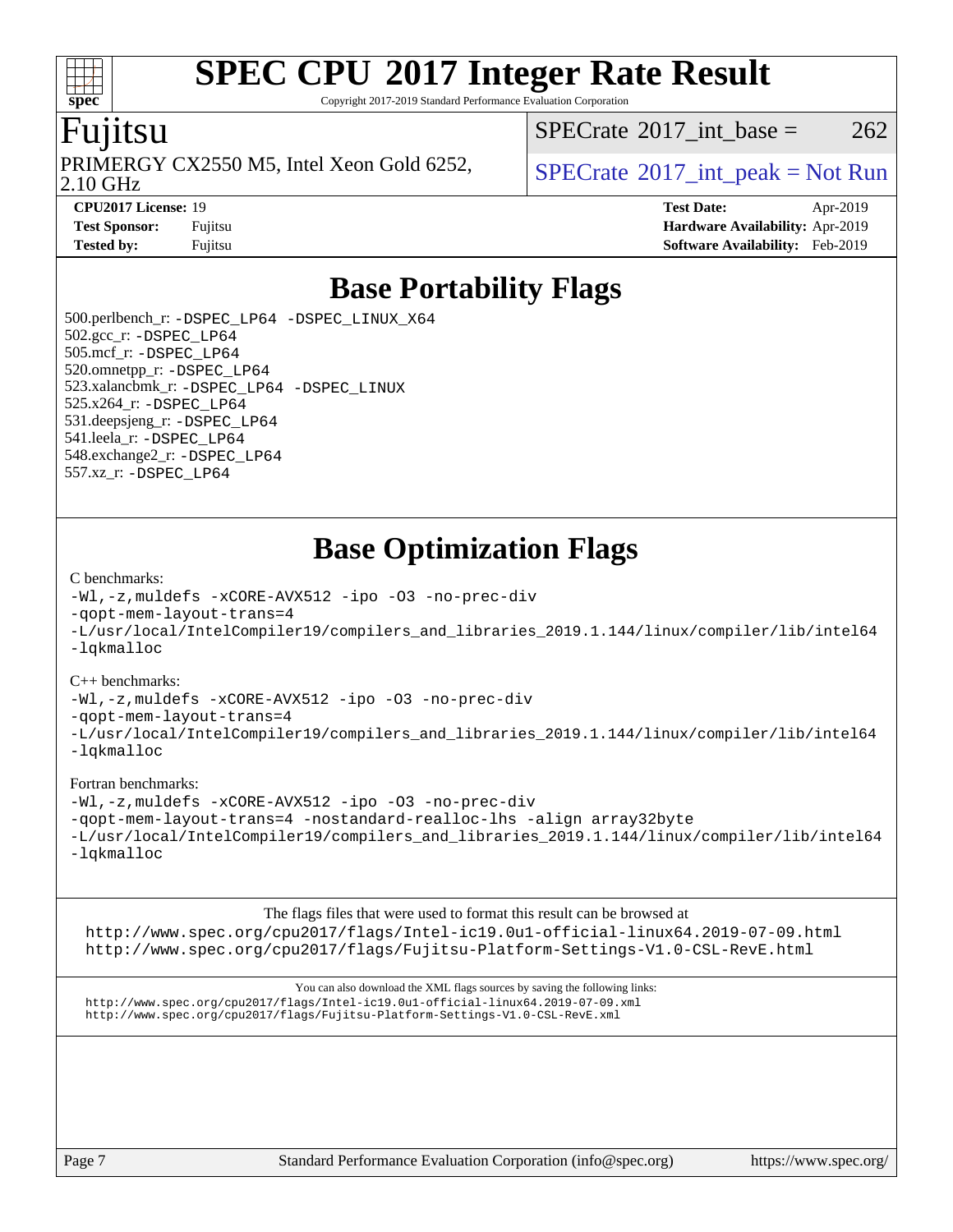# SPEC CPU 2017 Integer Rate Result

Copyright 2017-2019 Standard Performance Evaluation Corporation

**Fujitsu**

PRIMERGY CX2550 M5, Intel Xeon Gold 6252, 2.10 GHz

SPECrate 2017_int_base = 262

SPECrate 2017_int_peak = Not Run

**CPU2017 License:** 19
**Test Sponsor:** Fujitsu
**Tested by:** Fujitsu

**Test Date:** Apr-2019
**Hardware Availability:** Apr-2019
**Software Availability:** Feb-2019

## Base Portability Flags

500.perlbench_r: `-DSPEC_LP64 -DSPEC_LINUX_X64`
502.gcc_r: `-DSPEC_LP64`
505.mcf_r: `-DSPEC_LP64`
520.omnetpp_r: `-DSPEC_LP64`
523.xalancbmk_r: `-DSPEC_LP64 -DSPEC_LINUX`
525.x264_r: `-DSPEC_LP64`
531.deepsjeng_r: `-DSPEC_LP64`
541.leela_r: `-DSPEC_LP64`
548.exchange2_r: `-DSPEC_LP64`
557.xz_r: `-DSPEC_LP64`

## Base Optimization Flags

C benchmarks:

```
-Wl,-z,muldefs -xCORE-AVX512 -ipo -O3 -no-prec-div
-qopt-mem-layout-trans=4
-L/usr/local/IntelCompiler19/compilers_and_libraries_2019.1.144/linux/compiler/lib/intel64
-lqkmalloc
```

C++ benchmarks:

```
-Wl,-z,muldefs -xCORE-AVX512 -ipo -O3 -no-prec-div
-qopt-mem-layout-trans=4
-L/usr/local/IntelCompiler19/compilers_and_libraries_2019.1.144/linux/compiler/lib/intel64
-lqkmalloc
```

Fortran benchmarks:

```
-Wl,-z,muldefs -xCORE-AVX512 -ipo -O3 -no-prec-div
-qopt-mem-layout-trans=4 -nostandard-realloc-lhs -align array32byte
-L/usr/local/IntelCompiler19/compilers_and_libraries_2019.1.144/linux/compiler/lib/intel64
-lqkmalloc
```

The flags files that were used to format this result can be browsed at
http://www.spec.org/cpu2017/flags/Intel-ic19.0u1-official-linux64.2019-07-09.html
http://www.spec.org/cpu2017/flags/Fujitsu-Platform-Settings-V1.0-CSL-RevE.html

You can also download the XML flags sources by saving the following links:
http://www.spec.org/cpu2017/flags/Intel-ic19.0u1-official-linux64.2019-07-09.xml
http://www.spec.org/cpu2017/flags/Fujitsu-Platform-Settings-V1.0-CSL-RevE.xml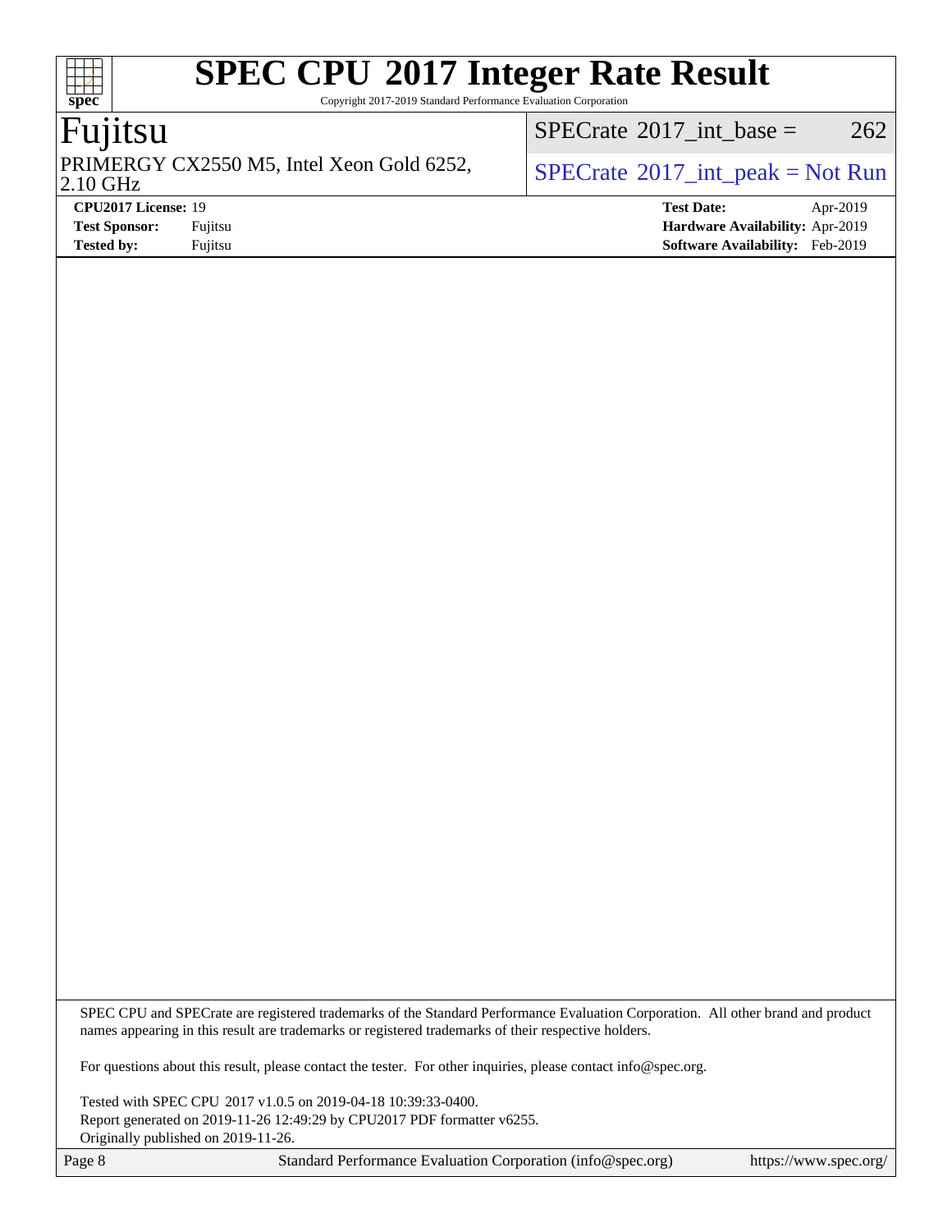SPEC CPU and SPECrate are registered trademarks of the Standard Performance Evaluation Corporation. All other brand and product names appearing in this result are trademarks or registered trademarks of their respective holders.

For questions about this result, please contact the tester. For other inquiries, please contact info@spec.org.

Tested with SPEC CPU 2017 v1.0.5 on 2019-04-18 10:39:33-0400.
Report generated on 2019-11-26 12:49:29 by CPU2017 PDF formatter v6255.
Originally published on 2019-11-26.